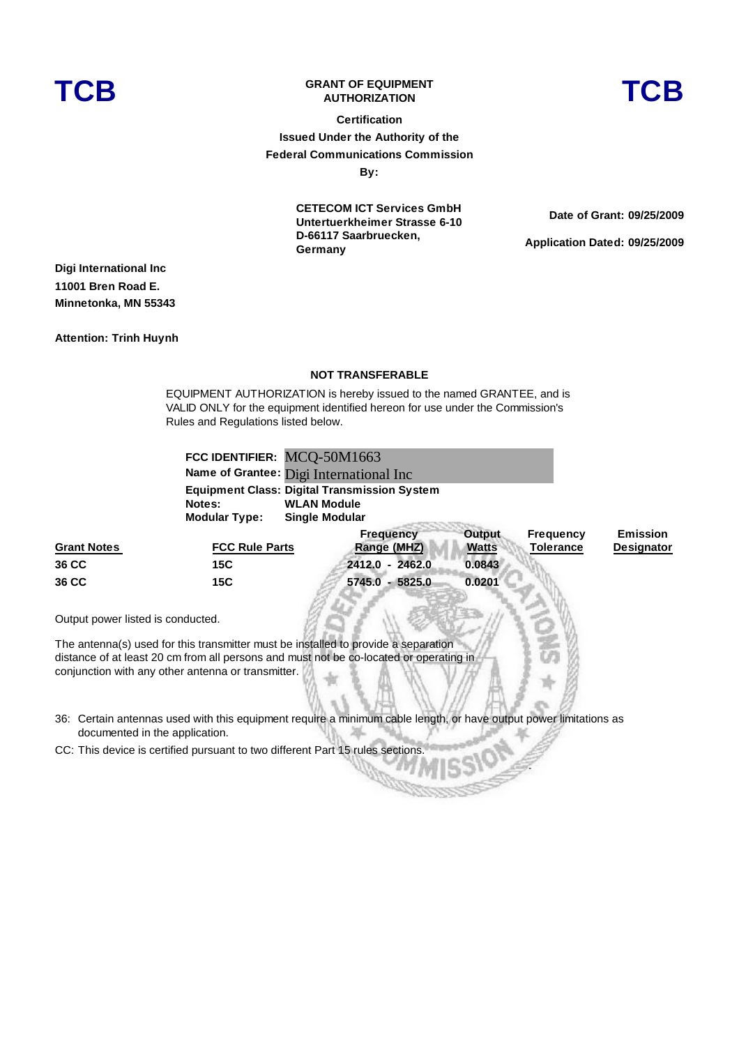**TCB** **GRANT OF EQUIPMENT AUTHORIZATION** **TCB**

**Certification**

**Issued Under the Authority of the**

**Federal Communications Commission**

**By:**

**CETECOM ICT Services GmbH**
**Untertuerkheimer Strasse 6-10**
**D-66117 Saarbruecken,**
**Germany**

**Date of Grant: 09/25/2009**

**Application Dated: 09/25/2009**

**Digi International Inc**
**11001 Bren Road E.**
**Minnetonka, MN 55343**

**Attention: Trinh Huynh**

**NOT TRANSFERABLE**

EQUIPMENT AUTHORIZATION is hereby issued to the named GRANTEE, and is VALID ONLY for the equipment identified hereon for use under the Commission's Rules and Regulations listed below.

**FCC IDENTIFIER:** MCQ-50M1663
**Name of Grantee:** Digi International Inc
**Equipment Class:** **Digital Transmission System**
**Notes:** **WLAN Module**
**Modular Type:** **Single Modular**

| Grant Notes | FCC Rule Parts | Frequency Range (MHZ) | Output Watts | Frequency Tolerance | Emission Designator |
|---|---|---|---|---|---|
| 36 CC | 15C | 2412.0 - 2462.0 | 0.0843 | | |
| 36 CC | 15C | 5745.0 - 5825.0 | 0.0201 | | |

Output power listed is conducted.

The antenna(s) used for this transmitter must be installed to provide a separation distance of at least 20 cm from all persons and must not be co-located or operating in conjunction with any other antenna or transmitter.

36: Certain antennas used with this equipment require a minimum cable length, or have output power limitations as documented in the application.

CC: This device is certified pursuant to two different Part 15 rules sections.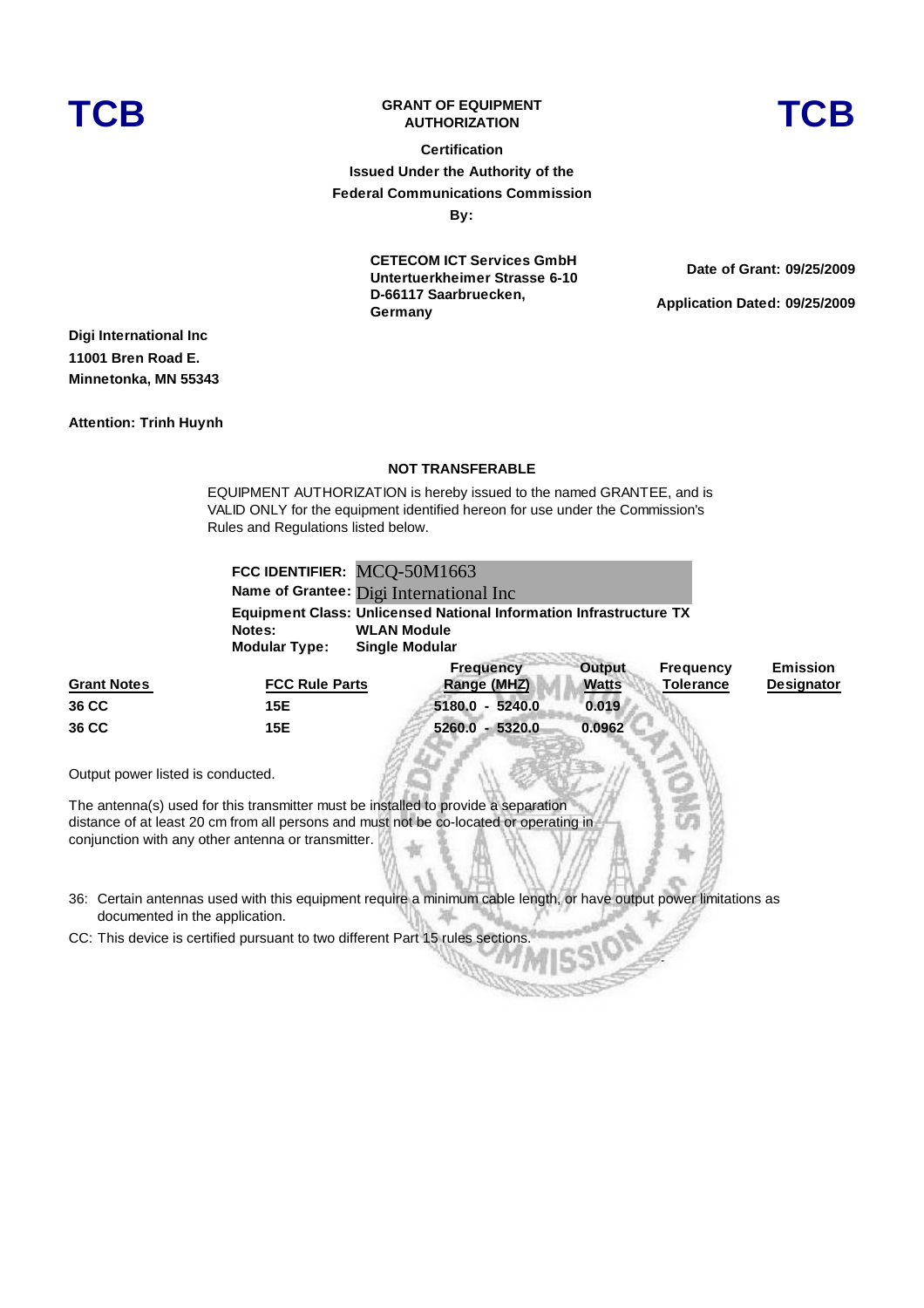**TCB** **TCB**

**GRANT OF EQUIPMENT AUTHORIZATION**

**Certification**

**Issued Under the Authority of the Federal Communications Commission**

**By:**

**CETECOM ICT Services GmbH**
**Untertuerkheimer Strasse 6-10**
**D-66117 Saarbruecken,**
**Germany**

**Date of Grant: 09/25/2009**

**Application Dated: 09/25/2009**

**Digi International Inc**
**11001 Bren Road E.**
**Minnetonka, MN 55343**

**Attention: Trinh Huynh**

**NOT TRANSFERABLE**

EQUIPMENT AUTHORIZATION is hereby issued to the named GRANTEE, and is VALID ONLY for the equipment identified hereon for use under the Commission's Rules and Regulations listed below.

**FCC IDENTIFIER:** MCQ-50M1663
**Name of Grantee:** Digi International Inc
**Equipment Class:** **Unlicensed National Information Infrastructure TX**
**Notes:** **WLAN Module**
**Modular Type:** **Single Modular**

| Grant Notes | FCC Rule Parts | Frequency Range (MHZ) | Output Watts | Frequency Tolerance | Emission Designator |
|---|---|---|---|---|---|
| 36 CC | 15E | 5180.0 - 5240.0 | 0.019 | | |
| 36 CC | 15E | 5260.0 - 5320.0 | 0.0962 | | |

Output power listed is conducted.

The antenna(s) used for this transmitter must be installed to provide a separation distance of at least 20 cm from all persons and must not be co-located or operating in conjunction with any other antenna or transmitter.

36: Certain antennas used with this equipment require a minimum cable length, or have output power limitations as documented in the application.

CC: This device is certified pursuant to two different Part 15 rules sections.